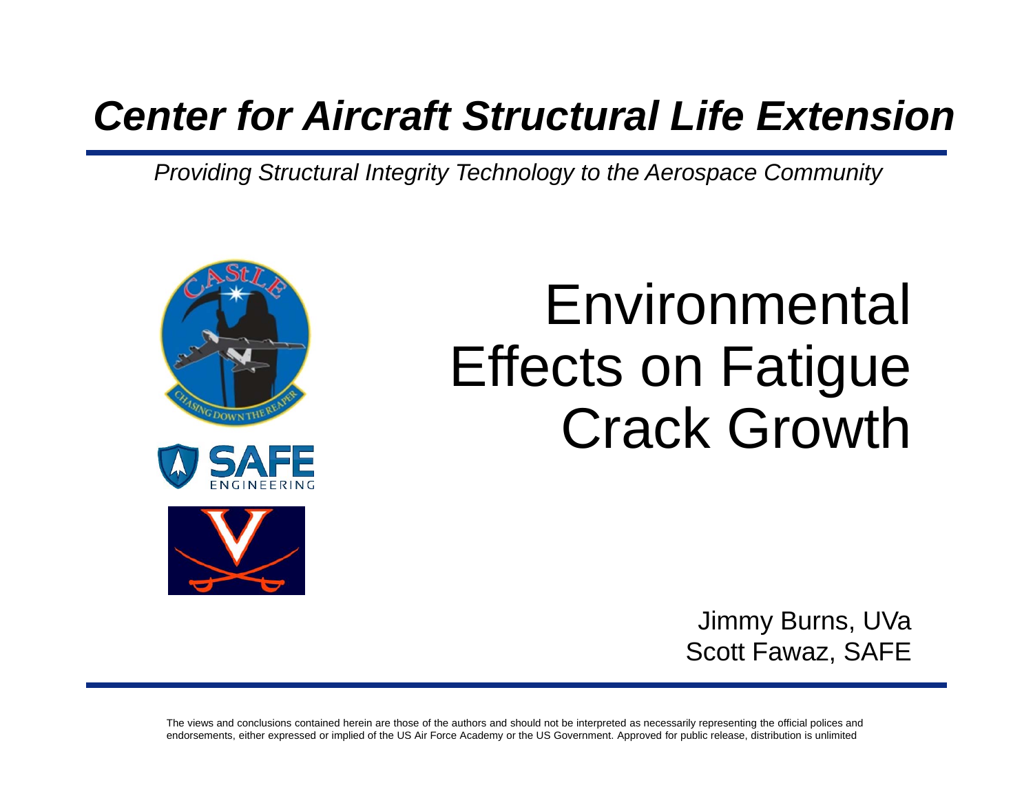# *Center for Aircraft Structural Life Extension*

*Providing Structural Integrity Technology to the Aerospace Community*

# Environmental Effects on Fatigue Crack Growth

Jimmy Burns, UVa
Scott Fawaz, SAFE

The views and conclusions contained herein are those of the authors and should not be interpreted as necessarily representing the official polices and endorsements, either expressed or implied of the US Air Force Academy or the US Government. Approved for public release, distribution is unlimited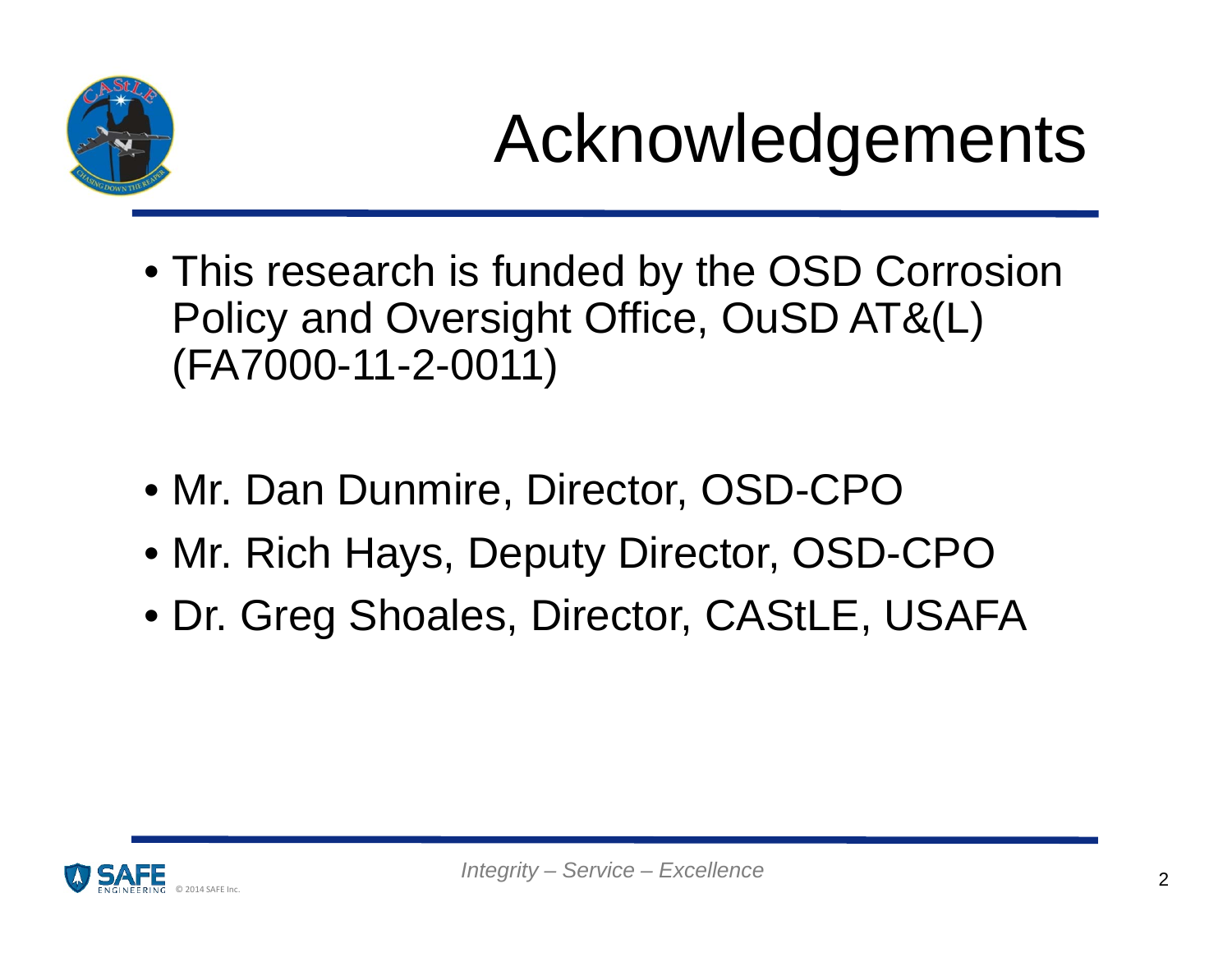# Acknowledgements

- This research is funded by the OSD Corrosion Policy and Oversight Office, OuSD AT&(L) (FA7000-11-2-0011)

- Mr. Dan Dunmire, Director, OSD-CPO
- Mr. Rich Hays, Deputy Director, OSD-CPO
- Dr. Greg Shoales, Director, CAStLE, USAFA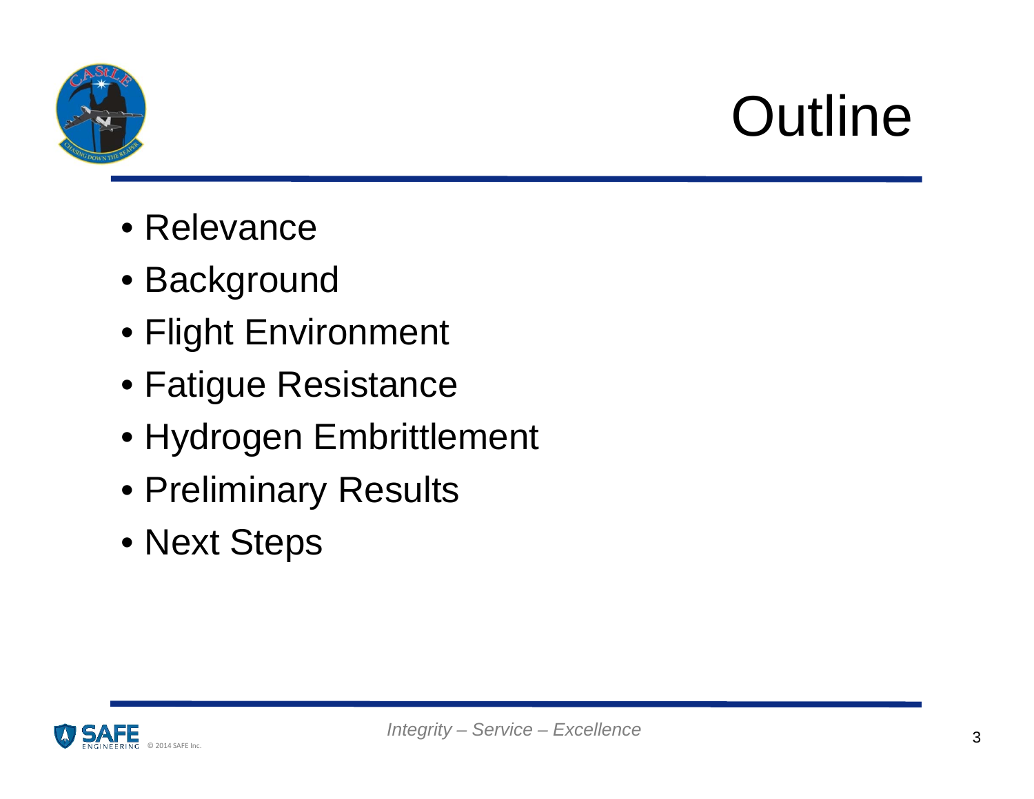# Outline

- Relevance
- Background
- Flight Environment
- Fatigue Resistance
- Hydrogen Embrittlement
- Preliminary Results
- Next Steps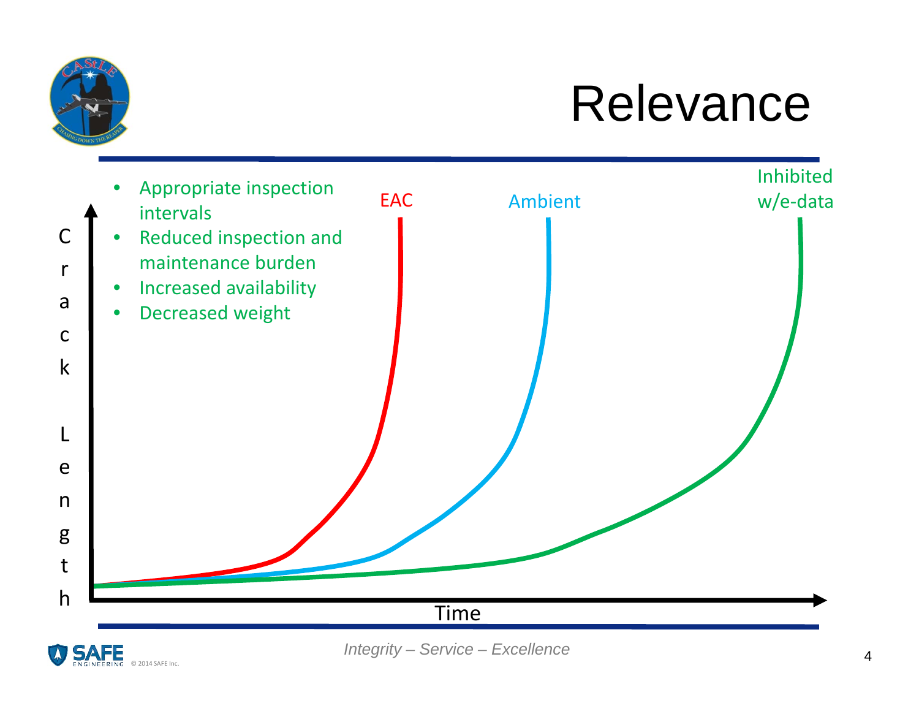# Relevance

- Appropriate inspection intervals
- Reduced inspection and maintenance burden
- Increased availability
- Decreased weight

EAC

Ambient

Inhibited w/e-data

Crack Length

Time

*Integrity – Service – Excellence*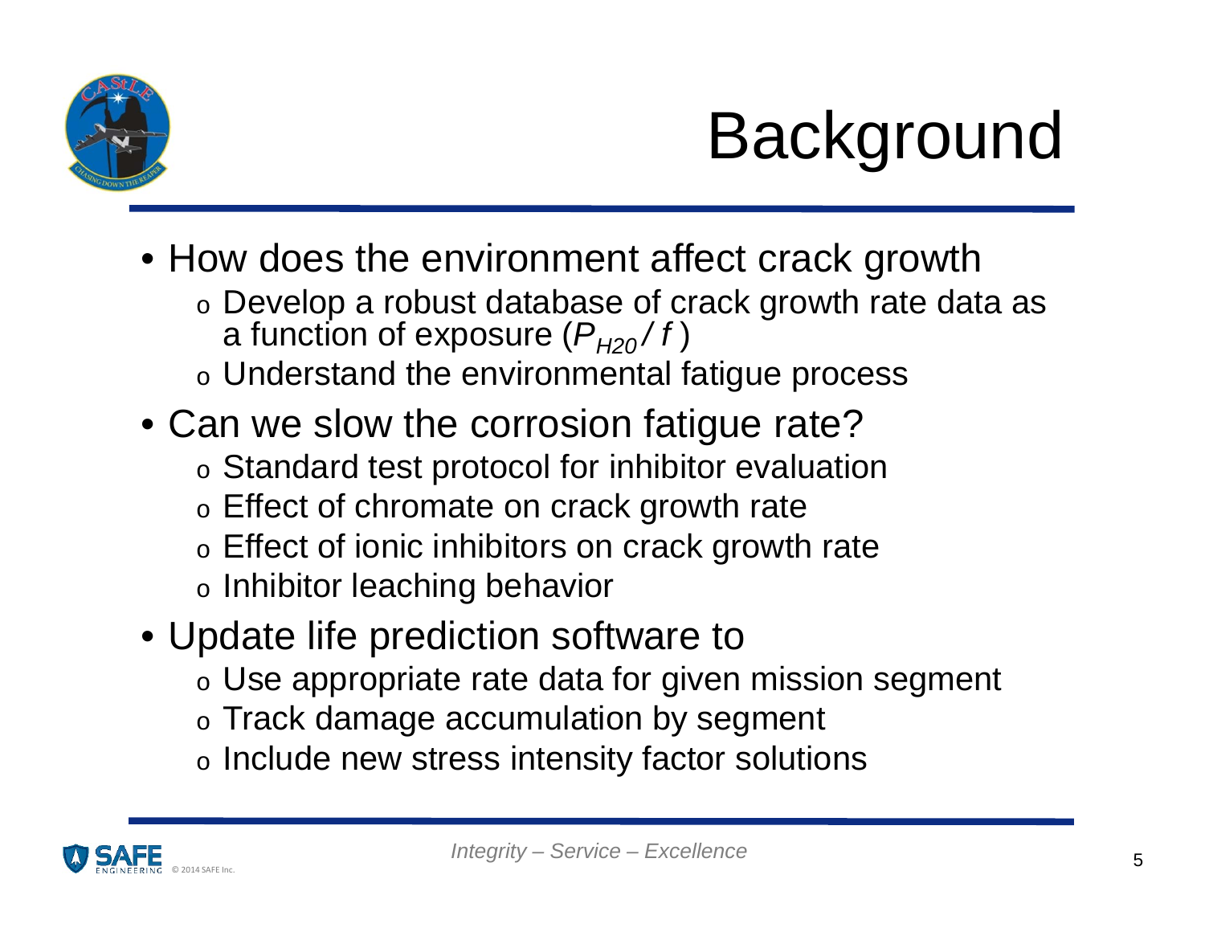# Background

- How does the environment affect crack growth
  - Develop a robust database of crack growth rate data as a function of exposure ($P_{H20} / f$)
  - Understand the environmental fatigue process
- Can we slow the corrosion fatigue rate?
  - Standard test protocol for inhibitor evaluation
  - Effect of chromate on crack growth rate
  - Effect of ionic inhibitors on crack growth rate
  - Inhibitor leaching behavior
- Update life prediction software to
  - Use appropriate rate data for given mission segment
  - Track damage accumulation by segment
  - Include new stress intensity factor solutions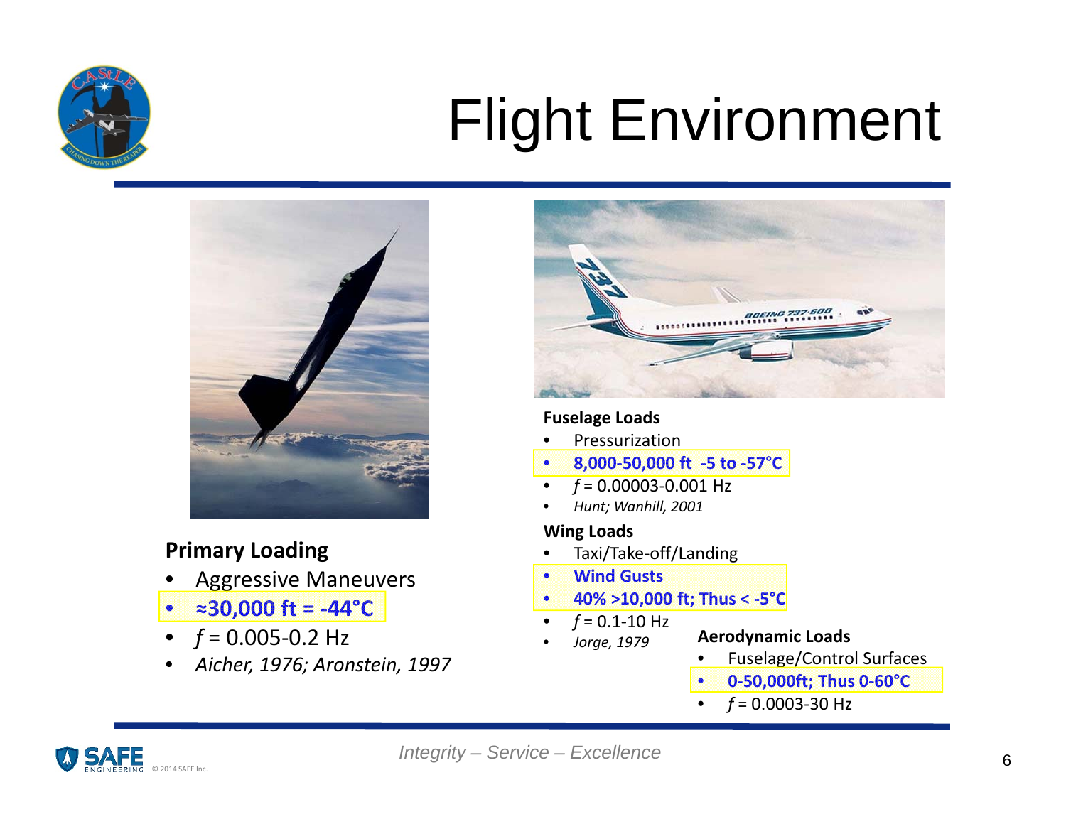# Flight Environment

## Primary Loading

- Aggressive Maneuvers
- **≈30,000 ft = -44°C**
- $f$ = 0.005-0.2 Hz
- *Aicher, 1976; Aronstein, 1997*

## Fuselage Loads

- Pressurization
- **8,000-50,000 ft -5 to -57°C**
- $f$ = 0.00003-0.001 Hz
- *Hunt; Wanhill, 2001*

## Wing Loads

- Taxi/Take-off/Landing
- **Wind Gusts**
- **40% >10,000 ft; Thus < -5°C**
- $f$ = 0.1-10 Hz
- *Jorge, 1979*

## Aerodynamic Loads

- Fuselage/Control Surfaces
- **0-50,000ft; Thus 0-60°C**
- $f$ = 0.0003-30 Hz

*Integrity – Service – Excellence*

© 2014 SAFE Inc.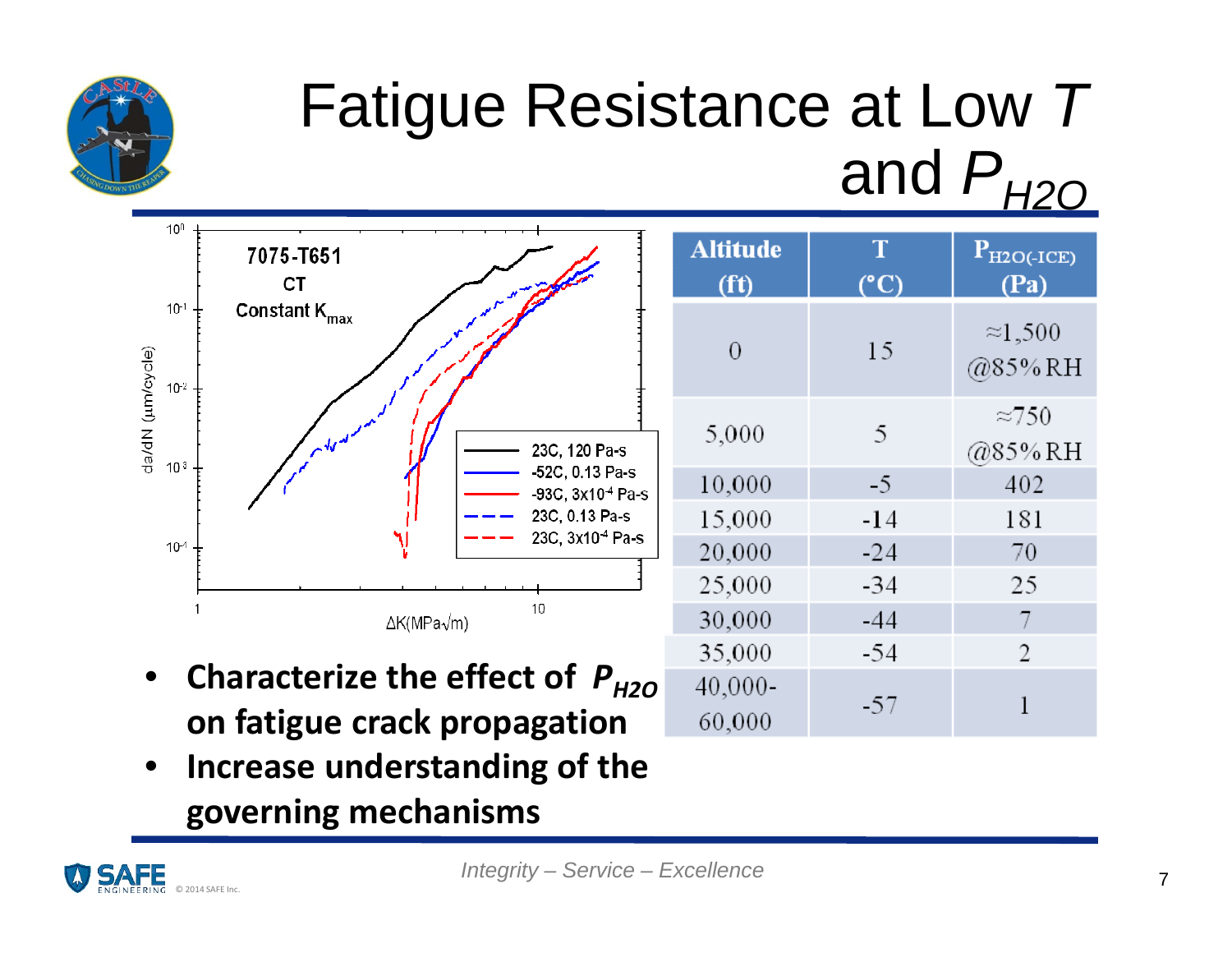# Fatigue Resistance at Low *T* and $P_{H2O}$

| Altitude (ft) | T (°C) | $P_{H2O(-ICE)}$ (Pa) |
|---|---|---|
| 0 | 15 | ≈1,500 @85% RH |
| 5,000 | 5 | ≈750 @85% RH |
| 10,000 | -5 | 402 |
| 15,000 | -14 | 181 |
| 20,000 | -24 | 70 |
| 25,000 | -34 | 25 |
| 30,000 | -44 | 7 |
| 35,000 | -54 | 2 |
| 40,000-60,000 | -57 | 1 |

- **Characterize the effect of $P_{H2O}$ on fatigue crack propagation**
- **Increase understanding of the governing mechanisms**

*Integrity – Service – Excellence*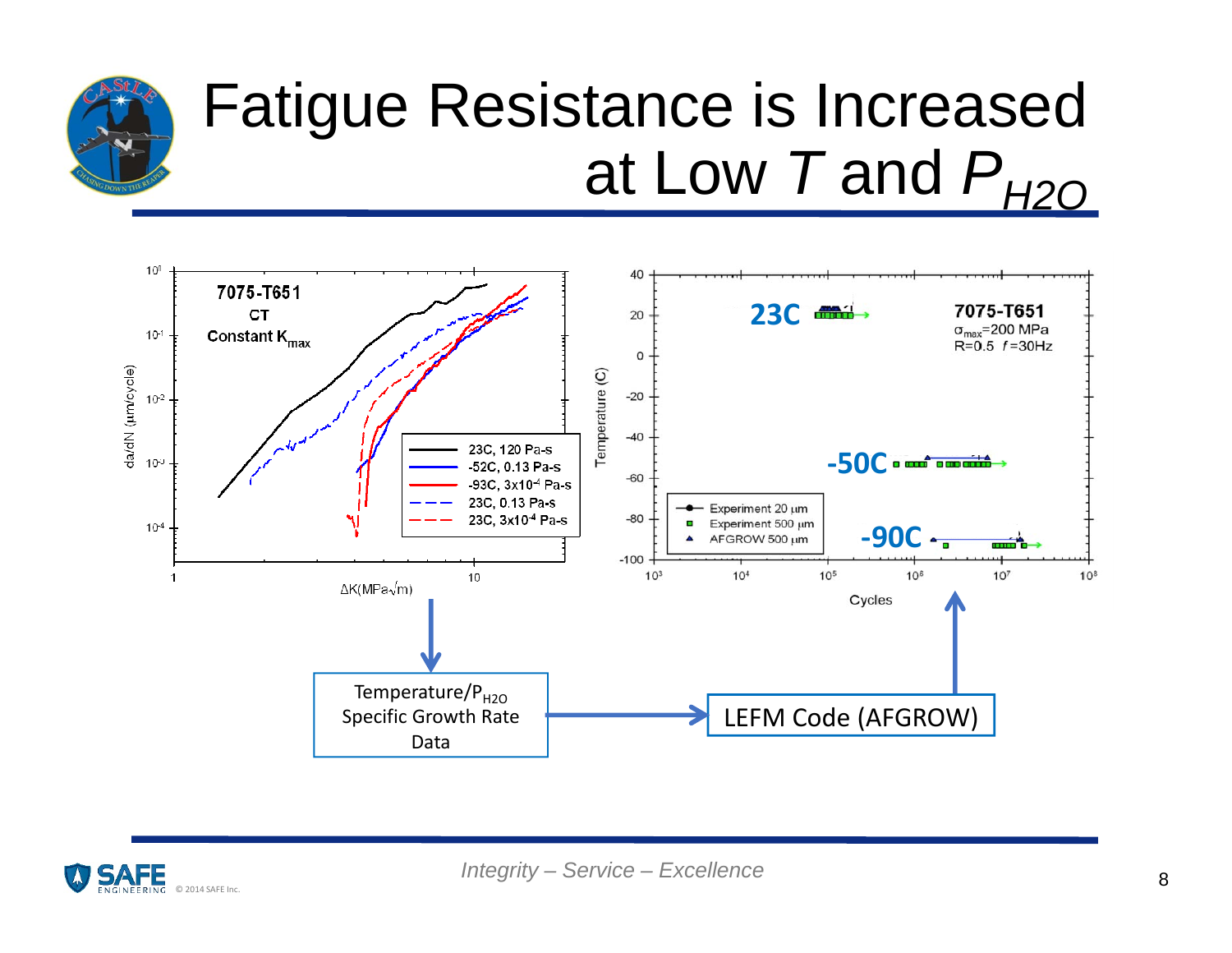# Fatigue Resistance is Increased at Low $T$ and $P_{H2O}$

**7075-T651**
CT
Constant $K_{max}$

- 23C, 120 Pa-s
- -52C, 0.13 Pa-s
- -93C, $3x10^{-4}$ Pa-s
- 23C, 0.13 Pa-s
- 23C, $3x10^{-4}$ Pa-s

da/dN (μm/cycle) vs. ΔK(MPa√m)

**7075-T651**
$\sigma_{max}$=200 MPa
R=0.5 $f$=30Hz

- Experiment 20 μm
- Experiment 500 μm
- AFGROW 500 μm

**23C**
**-50C**
**-90C**

Temperature (C) vs. Cycles

Temperature/$P_{H2O}$ Specific Growth Rate Data → LEFM Code (AFGROW)

*Integrity – Service – Excellence*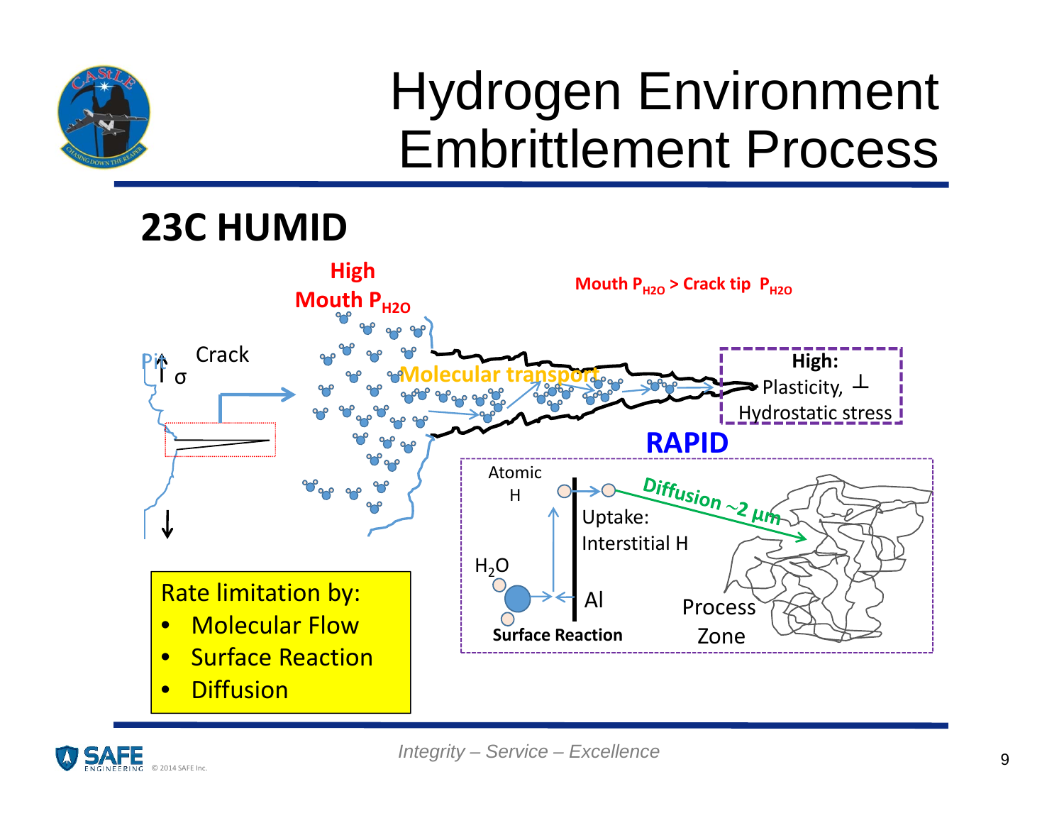# Hydrogen Environment Embrittlement Process

## 23C HUMID

High Mouth $P_{H2O}$

Mouth $P_{H2O}$ > Crack tip $P_{H2O}$

Pit

σ

Crack

Molecular transport

**High:** Plasticity, ⊥ Hydrostatic stress

**RAPID**

Atomic H

Uptake: Interstitial H

Diffusion ~2 μm

$H_2O$

Al

**Surface Reaction**

Process Zone

Rate limitation by:

- Molecular Flow
- Surface Reaction
- Diffusion

*Integrity – Service – Excellence*

© 2014 SAFE Inc.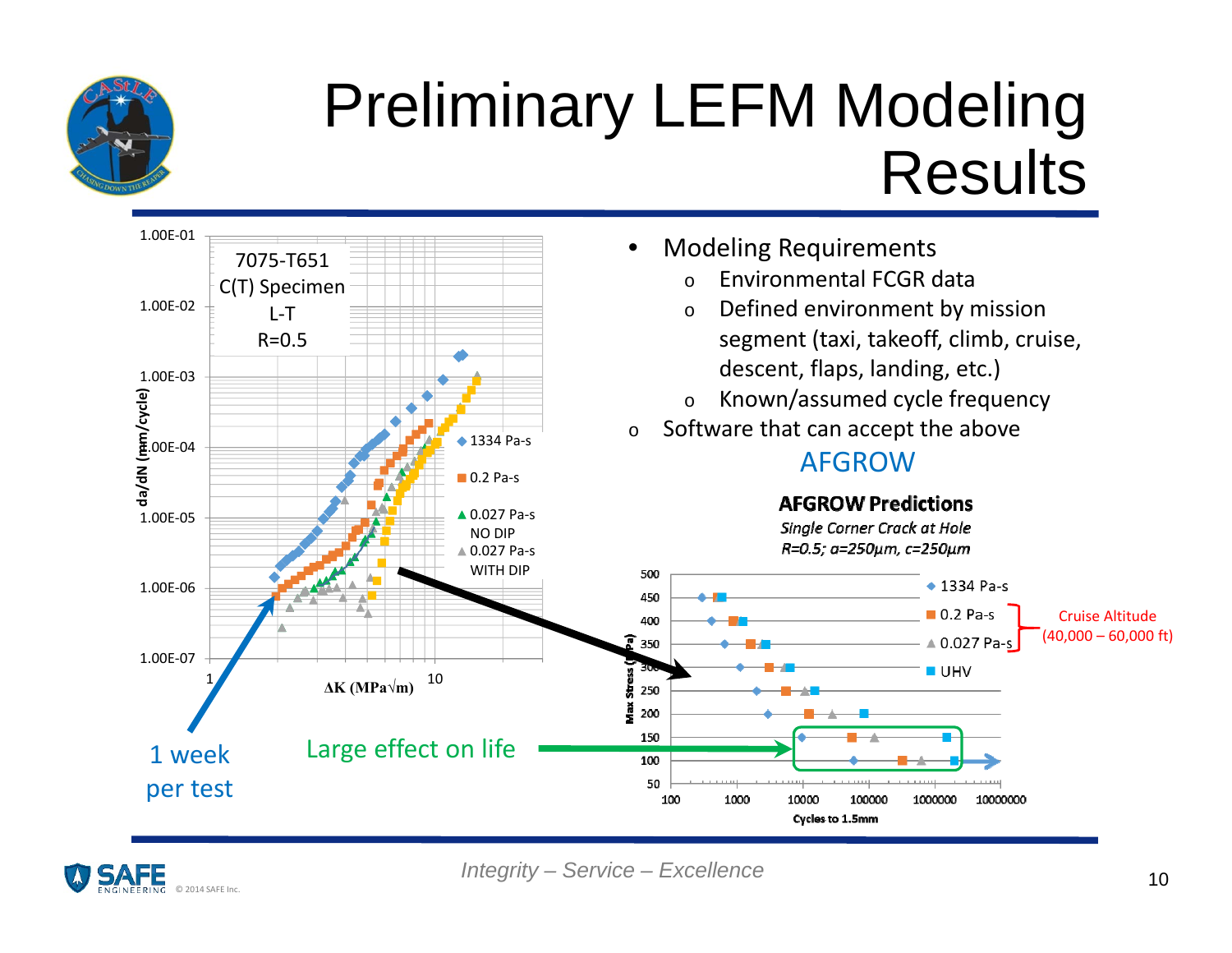# Preliminary LEFM Modeling Results

7075-T651
C(T) Specimen
L-T
R=0.5

- 1334 Pa-s
- 0.2 Pa-s
- 0.027 Pa-s NO DIP
- 0.027 Pa-s WITH DIP

da/dN (mm/cycle) vs. ΔK (MPa√m)

1 week per test

Large effect on life

- Modeling Requirements
  - Environmental FCGR data
  - Defined environment by mission segment (taxi, takeoff, climb, cruise, descent, flaps, landing, etc.)
  - Known/assumed cycle frequency
- Software that can accept the above

AFGROW

**AFGROW Predictions**

*Single Corner Crack at Hole*

*R=0.5; a=250μm, c=250μm*

- 1334 Pa-s
- 0.2 Pa-s
- 0.027 Pa-s
- UHV

Cruise Altitude (40,000 – 60,000 ft)

Max Stress (MPa) vs. Cycles to 1.5mm

*Integrity – Service – Excellence*

© 2014 SAFE Inc.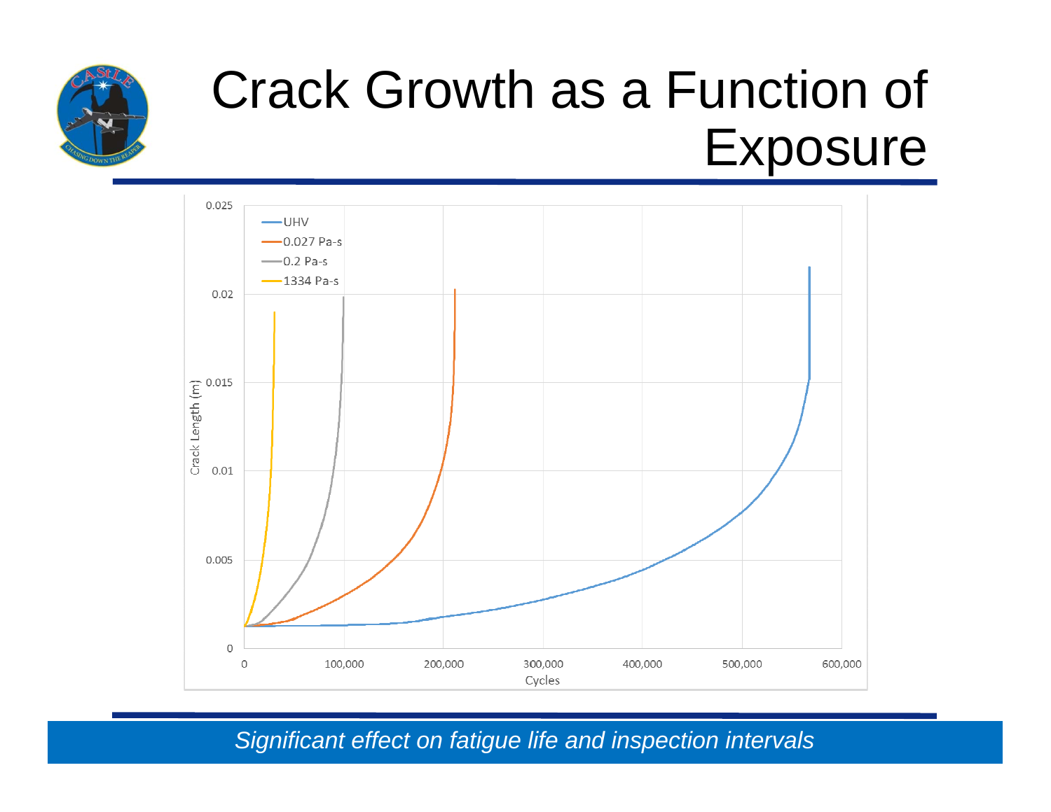# Crack Growth as a Function of Exposure

*Significant effect on fatigue life and inspection intervals*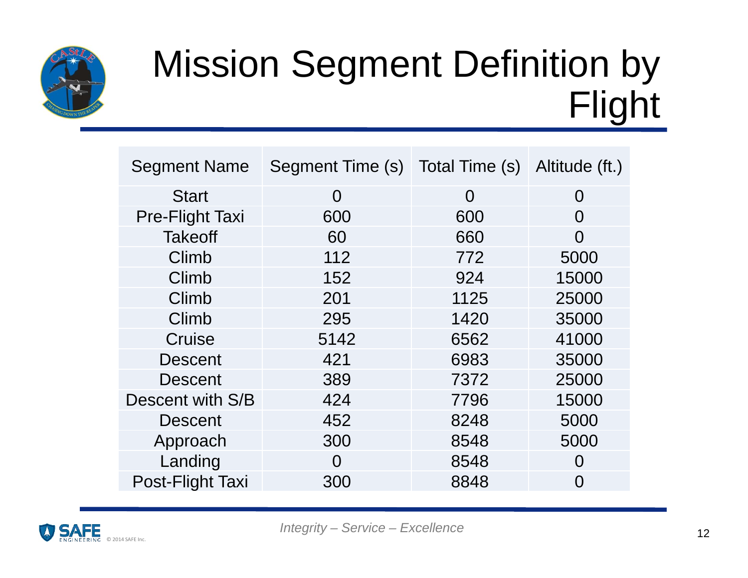# Mission Segment Definition by Flight

| Segment Name | Segment Time (s) | Total Time (s) | Altitude (ft.) |
|---|---|---|---|
| Start | 0 | 0 | 0 |
| Pre-Flight Taxi | 600 | 600 | 0 |
| Takeoff | 60 | 660 | 0 |
| Climb | 112 | 772 | 5000 |
| Climb | 152 | 924 | 15000 |
| Climb | 201 | 1125 | 25000 |
| Climb | 295 | 1420 | 35000 |
| Cruise | 5142 | 6562 | 41000 |
| Descent | 421 | 6983 | 35000 |
| Descent | 389 | 7372 | 25000 |
| Descent with S/B | 424 | 7796 | 15000 |
| Descent | 452 | 8248 | 5000 |
| Approach | 300 | 8548 | 5000 |
| Landing | 0 | 8548 | 0 |
| Post-Flight Taxi | 300 | 8848 | 0 |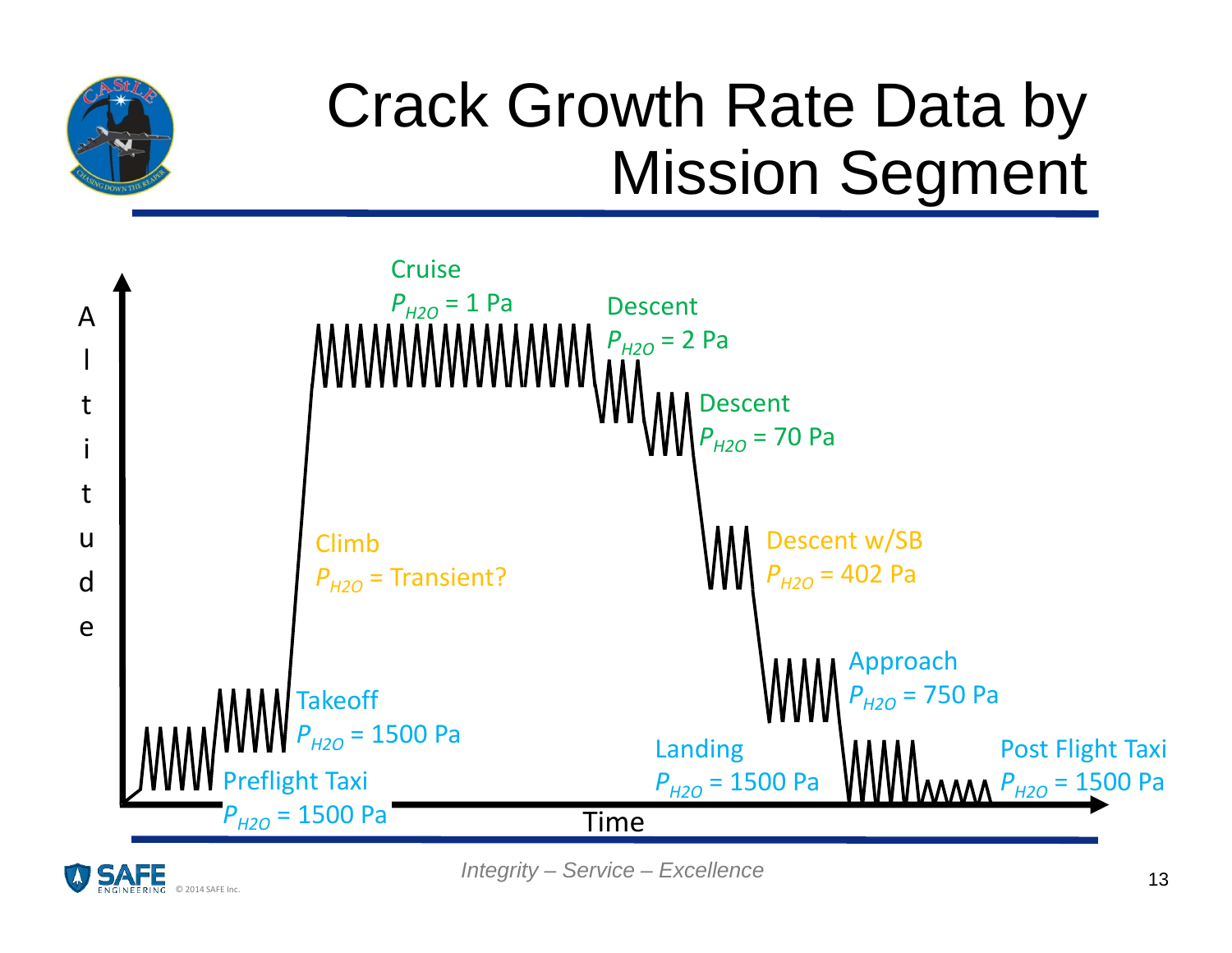# Crack Growth Rate Data by Mission Segment

Cruise
$P_{H2O}$ = 1 Pa

Descent
$P_{H2O}$ = 2 Pa

Descent
$P_{H2O}$ = 70 Pa

Climb
$P_{H2O}$ = Transient?

Descent w/SB
$P_{H2O}$ = 402 Pa

Approach
$P_{H2O}$ = 750 Pa

Takeoff
$P_{H2O}$ = 1500 Pa

Landing
$P_{H2O}$ = 1500 Pa

Post Flight Taxi
$P_{H2O}$ = 1500 Pa

Preflight Taxi
$P_{H2O}$ = 1500 Pa

Altitude

Time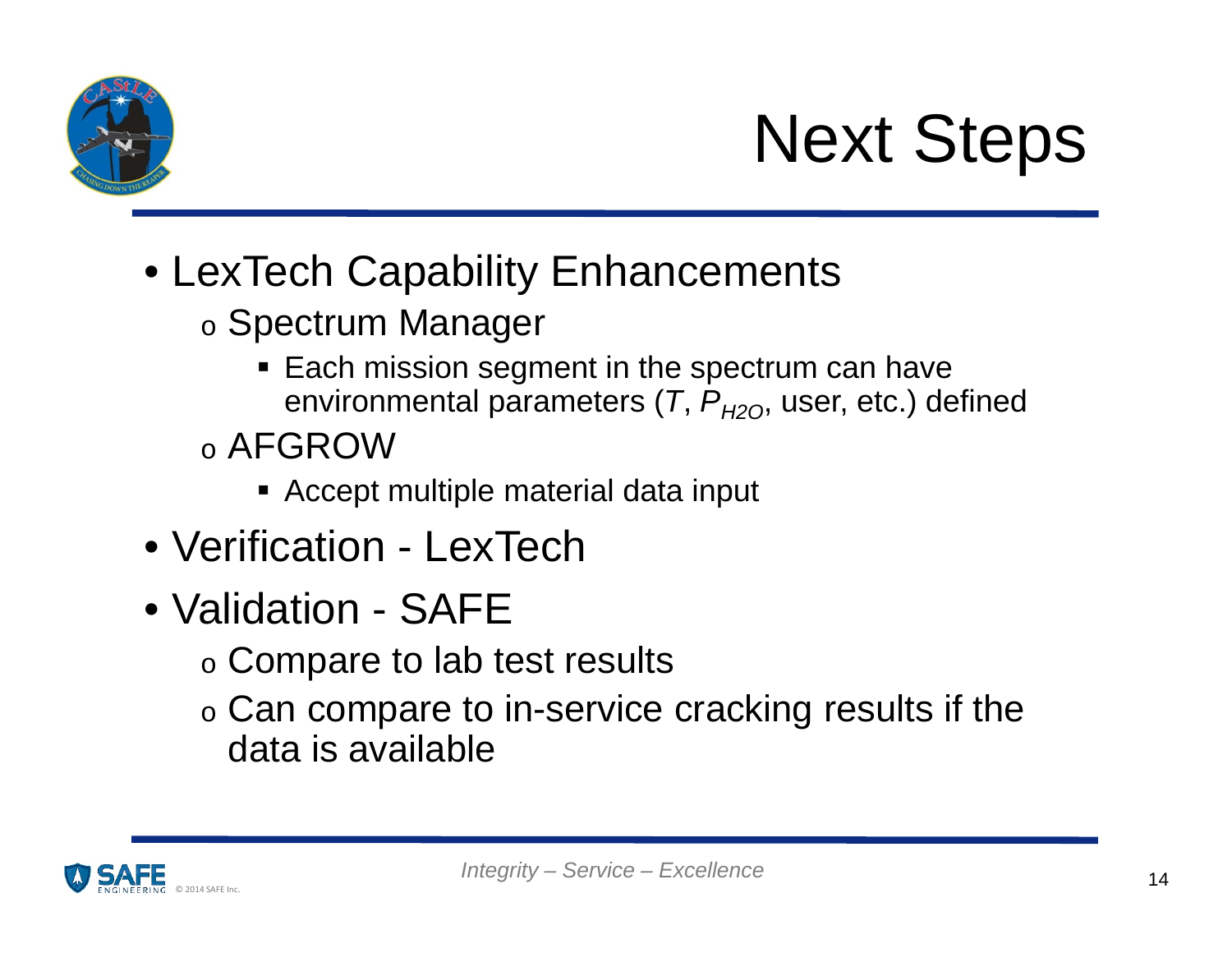# Next Steps

- LexTech Capability Enhancements
  - Spectrum Manager
    - Each mission segment in the spectrum can have environmental parameters ($T$, $P_{H2O}$, user, etc.) defined
  - AFGROW
    - Accept multiple material data input
- Verification - LexTech
- Validation - SAFE
  - Compare to lab test results
  - Can compare to in-service cracking results if the data is available